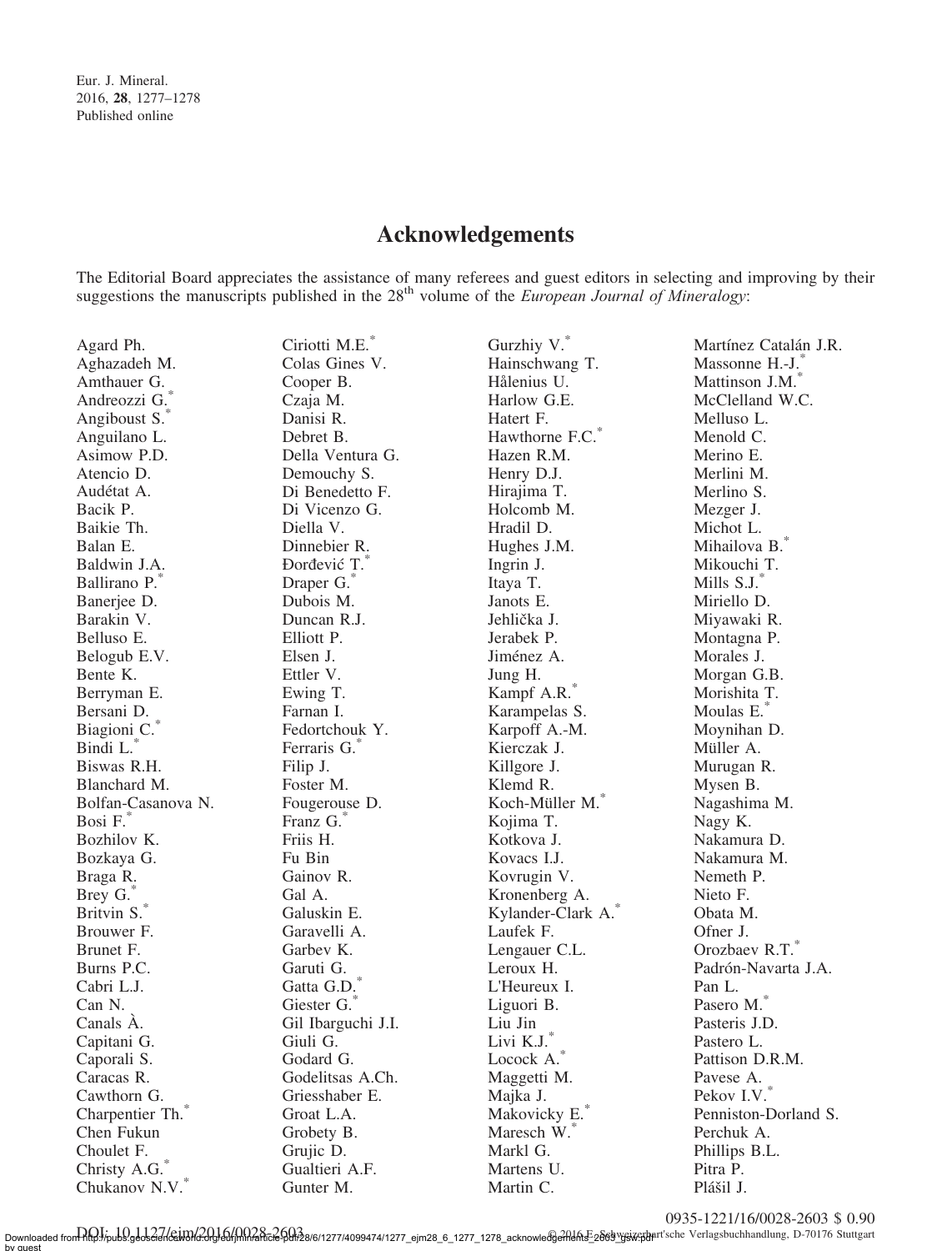# Acknowledgements

The Editorial Board appreciates the assistance of many referees and guest editors in selecting and improving by their suggestions the manuscripts published in the 28th volume of the *European Journal of Mineralogy*:

Agard Ph.
Aghazadeh M.
Amthauer G.
Andreozzi G.*
Angiboust S.*
Anguilano L.
Asimow P.D.
Atencio D.
Audétat A.
Bacik P.
Baikie Th.
Balan E.
Baldwin J.A.
Ballirano P.*
Banerjee D.
Barakin V.
Belluso E.
Belogub E.V.
Bente K.
Berryman E.
Bersani D.
Biagioni C.*
Bindi L.*
Biswas R.H.
Blanchard M.
Bolfan-Casanova N.
Bosi F.*
Bozhilov K.
Bozkaya G.
Braga R.
Brey G.*
Britvin S.*
Brouwer F.
Brunet F.
Burns P.C.
Cabri L.J.
Can N.
Canals À.
Capitani G.
Caporali S.
Caracas R.
Cawthorn G.
Charpentier Th.*
Chen Fukun
Choulet F.
Christy A.G.*
Chukanov N.V.*
Ciriotti M.E.*
Colas Gines V.
Cooper B.
Czaja M.
Danisi R.
Debret B.
Della Ventura G.
Demouchy S.
Di Benedetto F.
Di Vicenzo G.
Diella V.
Dinnebier R.
Đorđević T.*
Draper G.*
Dubois M.
Duncan R.J.
Elliott P.
Elsen J.
Ettler V.
Ewing T.
Farnan I.
Fedortchouk Y.
Ferraris G.*
Filip J.
Foster M.
Fougerouse D.
Franz G.*
Friis H.
Fu Bin
Gainov R.
Gal A.
Galuskin E.
Garavelli A.
Garbev K.
Garuti G.
Gatta G.D.*
Giester G.*
Gil Ibarguchi J.I.
Giuli G.
Godard G.
Godelitsas A.Ch.
Griesshaber E.
Groat L.A.
Grobety B.
Grujic D.
Gualtieri A.F.
Gunter M.
Gurzhiy V.*
Hainschwang T.
Hålenius U.
Harlow G.E.
Hatert F.
Hawthorne F.C.*
Hazen R.M.
Henry D.J.
Hirajima T.
Holcomb M.
Hradil D.
Hughes J.M.
Ingrin J.
Itaya T.
Janots E.
Jehlička J.
Jerabek P.
Jiménez A.
Jung H.
Kampf A.R.*
Karampelas S.
Karpoff A.-M.
Kierczak J.
Killgore J.
Klemd R.
Koch-Müller M.*
Kojima T.
Kotkova J.
Kovacs I.J.
Kovrugin V.
Kronenberg A.
Kylander-Clark A.*
Laufek F.
Lengauer C.L.
Leroux H.
L'Heureux I.
Liguori B.
Liu Jin
Livi K.J.*
Locock A.*
Maggetti M.
Majka J.
Makovicky E.*
Maresch W.*
Markl G.
Martens U.
Martin C.
Martínez Catalán J.R.
Massonne H.-J.*
Mattinson J.M.*
McClelland W.C.
Melluso L.
Menold C.
Merino E.
Merlini M.
Merlino S.
Mezger J.
Michot L.
Mihailova B.*
Mikouchi T.
Mills S.J.*
Miriello D.
Miyawaki R.
Montagna P.
Morales J.
Morgan G.B.
Morishita T.
Moulas E.*
Moynihan D.
Müller A.
Murugan R.
Mysen B.
Nagashima M.
Nagy K.
Nakamura D.
Nakamura M.
Nemeth P.
Nieto F.
Obata M.
Ofner J.
Orozbaev R.T.*
Padrón-Navarta J.A.
Pan L.
Pasero M.*
Pasteris J.D.
Pastero L.
Pattison D.R.M.
Pavese A.
Pekov I.V.*
Penniston-Dorland S.
Perchuk A.
Phillips B.L.
Pitra P.
Plášil J.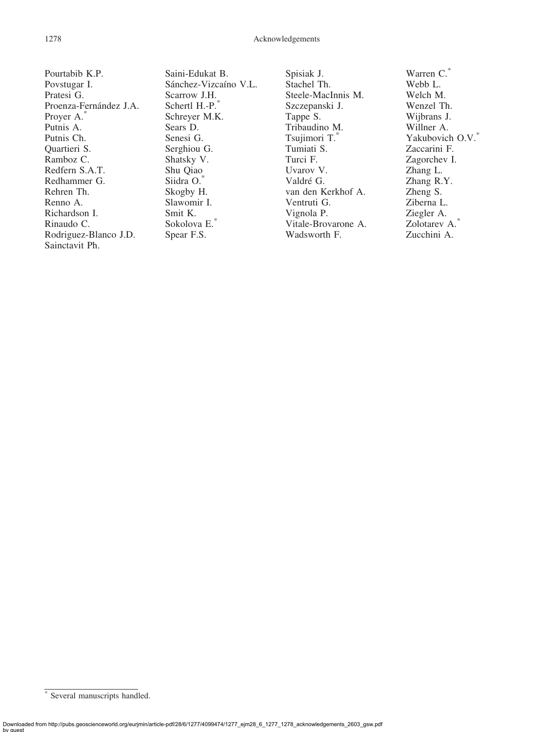Pourtabib K.P.
Povstugar I.
Pratesi G.
Proenza-Fernández J.A.
Proyer A.*
Putnis A.
Putnis Ch.
Quartieri S.
Ramboz C.
Redfern S.A.T.
Redhammer G.
Rehren Th.
Renno A.
Richardson I.
Rinaudo C.
Rodriguez-Blanco J.D.
Sainctavit Ph.
Saini-Edukat B.
Sánchez-Vizcaíno V.L.
Scarrow J.H.
Schertl H.-P.*
Schreyer M.K.
Sears D.
Senesi G.
Serghiou G.
Shatsky V.
Shu Qiao
Siidra O.*
Skogby H.
Slawomir I.
Smit K.
Sokolova E.*
Spear F.S.
Spisiak J.
Stachel Th.
Steele-MacInnis M.
Szczepanski J.
Tappe S.
Tribaudino M.
Tsujimori T.*
Tumiati S.
Turci F.
Uvarov V.
Valdré G.
van den Kerkhof A.
Ventruti G.
Vignola P.
Vitale-Brovarone A.
Wadsworth F.
Warren C.*
Webb L.
Welch M.
Wenzel Th.
Wijbrans J.
Willner A.
Yakubovich O.V.*
Zaccarini F.
Zagorchev I.
Zhang L.
Zhang R.Y.
Zheng S.
Ziberna L.
Ziegler A.
Zolotarev A.*
Zucchini A.

* Several manuscripts handled.